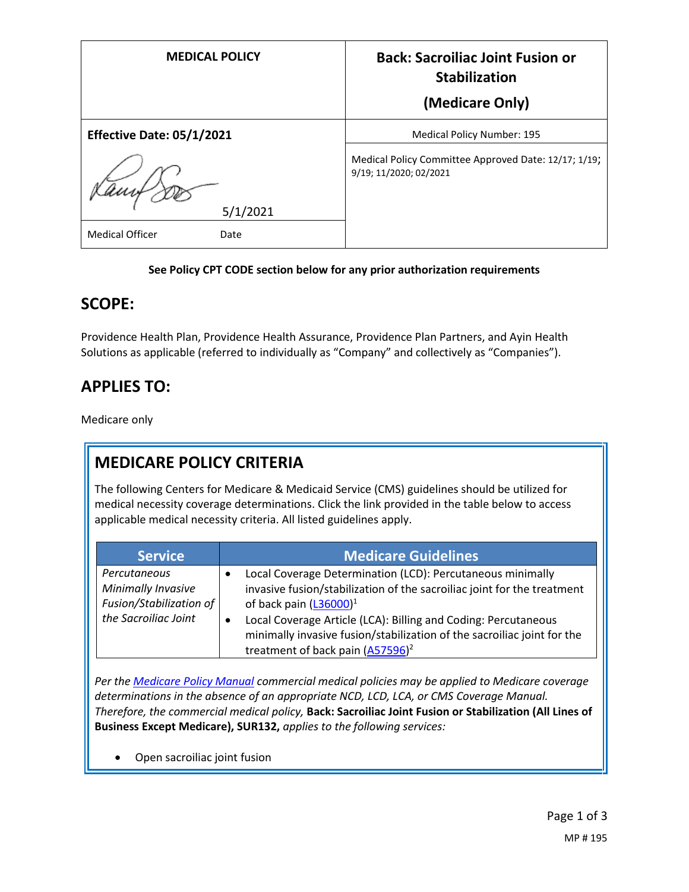| MEDICAL POLICY | Back: Sacroiliac Joint Fusion or Stabilization (Medicare Only) |
| --- | --- |
| **Effective Date: 05/1/2021** | Medical Policy Number: 195 |
| 5/1/2021 | Medical Policy Committee Approved Date: 12/17; 1/19; 9/19; 11/2020; 02/2021 |
| Medical Officer Date | |

**See Policy CPT CODE section below for any prior authorization requirements**

## SCOPE:

Providence Health Plan, Providence Health Assurance, Providence Plan Partners, and Ayin Health Solutions as applicable (referred to individually as "Company" and collectively as "Companies").

## APPLIES TO:

Medicare only

## MEDICARE POLICY CRITERIA

The following Centers for Medicare & Medicaid Service (CMS) guidelines should be utilized for medical necessity coverage determinations. Click the link provided in the table below to access applicable medical necessity criteria. All listed guidelines apply.

| Service | Medicare Guidelines |
| --- | --- |
| *Percutaneous Minimally Invasive Fusion/Stabilization of the Sacroiliac Joint* | • Local Coverage Determination (LCD): Percutaneous minimally invasive fusion/stabilization of the sacroiliac joint for the treatment of back pain (L36000)[1] <br> • Local Coverage Article (LCA): Billing and Coding: Percutaneous minimally invasive fusion/stabilization of the sacroiliac joint for the treatment of back pain (A57596)[2] |

*Per the Medicare Policy Manual commercial medical policies may be applied to Medicare coverage determinations in the absence of an appropriate NCD, LCD, LCA, or CMS Coverage Manual. Therefore, the commercial medical policy,* **Back: Sacroiliac Joint Fusion or Stabilization (All Lines of Business Except Medicare), SUR132,** *applies to the following services:*

- Open sacroiliac joint fusion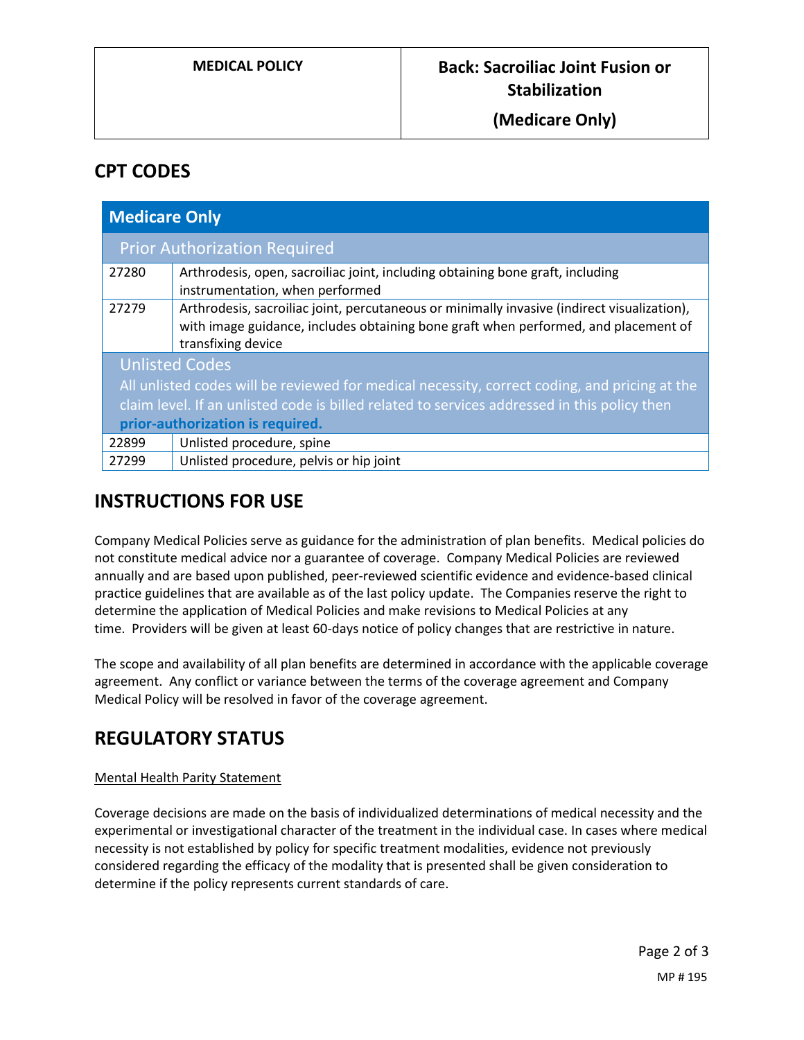## CPT CODES

| Medicare Only | |
|---|---|
| **Prior Authorization Required** | |
| 27280 | Arthrodesis, open, sacroiliac joint, including obtaining bone graft, including instrumentation, when performed |
| 27279 | Arthrodesis, sacroiliac joint, percutaneous or minimally invasive (indirect visualization), with image guidance, includes obtaining bone graft when performed, and placement of transfixing device |
| **Unlisted Codes** All unlisted codes will be reviewed for medical necessity, correct coding, and pricing at the claim level. If an unlisted code is billed related to services addressed in this policy then **prior-authorization is required.** | |
| 22899 | Unlisted procedure, spine |
| 27299 | Unlisted procedure, pelvis or hip joint |

## INSTRUCTIONS FOR USE

Company Medical Policies serve as guidance for the administration of plan benefits. Medical policies do not constitute medical advice nor a guarantee of coverage. Company Medical Policies are reviewed annually and are based upon published, peer-reviewed scientific evidence and evidence-based clinical practice guidelines that are available as of the last policy update. The Companies reserve the right to determine the application of Medical Policies and make revisions to Medical Policies at any time. Providers will be given at least 60-days notice of policy changes that are restrictive in nature.

The scope and availability of all plan benefits are determined in accordance with the applicable coverage agreement. Any conflict or variance between the terms of the coverage agreement and Company Medical Policy will be resolved in favor of the coverage agreement.

## REGULATORY STATUS

Mental Health Parity Statement

Coverage decisions are made on the basis of individualized determinations of medical necessity and the experimental or investigational character of the treatment in the individual case. In cases where medical necessity is not established by policy for specific treatment modalities, evidence not previously considered regarding the efficacy of the modality that is presented shall be given consideration to determine if the policy represents current standards of care.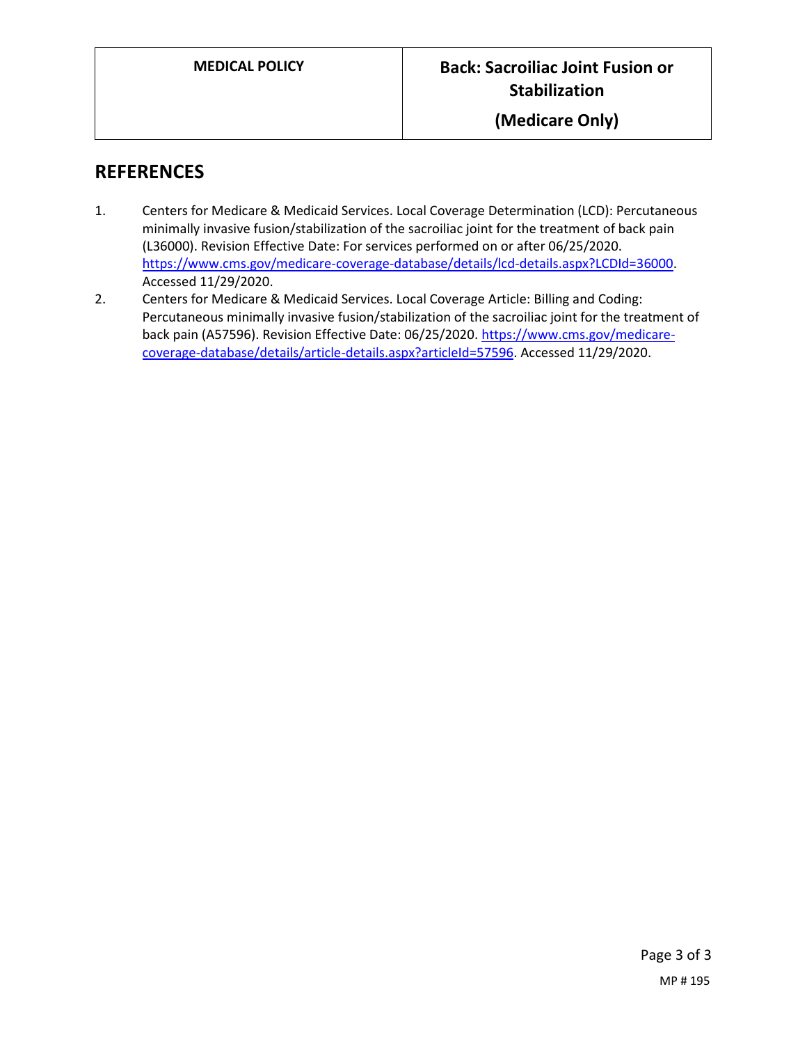## REFERENCES

1. Centers for Medicare & Medicaid Services. Local Coverage Determination (LCD): Percutaneous minimally invasive fusion/stabilization of the sacroiliac joint for the treatment of back pain (L36000). Revision Effective Date: For services performed on or after 06/25/2020. https://www.cms.gov/medicare-coverage-database/details/lcd-details.aspx?LCDId=36000. Accessed 11/29/2020.
2. Centers for Medicare & Medicaid Services. Local Coverage Article: Billing and Coding: Percutaneous minimally invasive fusion/stabilization of the sacroiliac joint for the treatment of back pain (A57596). Revision Effective Date: 06/25/2020. https://www.cms.gov/medicare-coverage-database/details/article-details.aspx?articleId=57596. Accessed 11/29/2020.